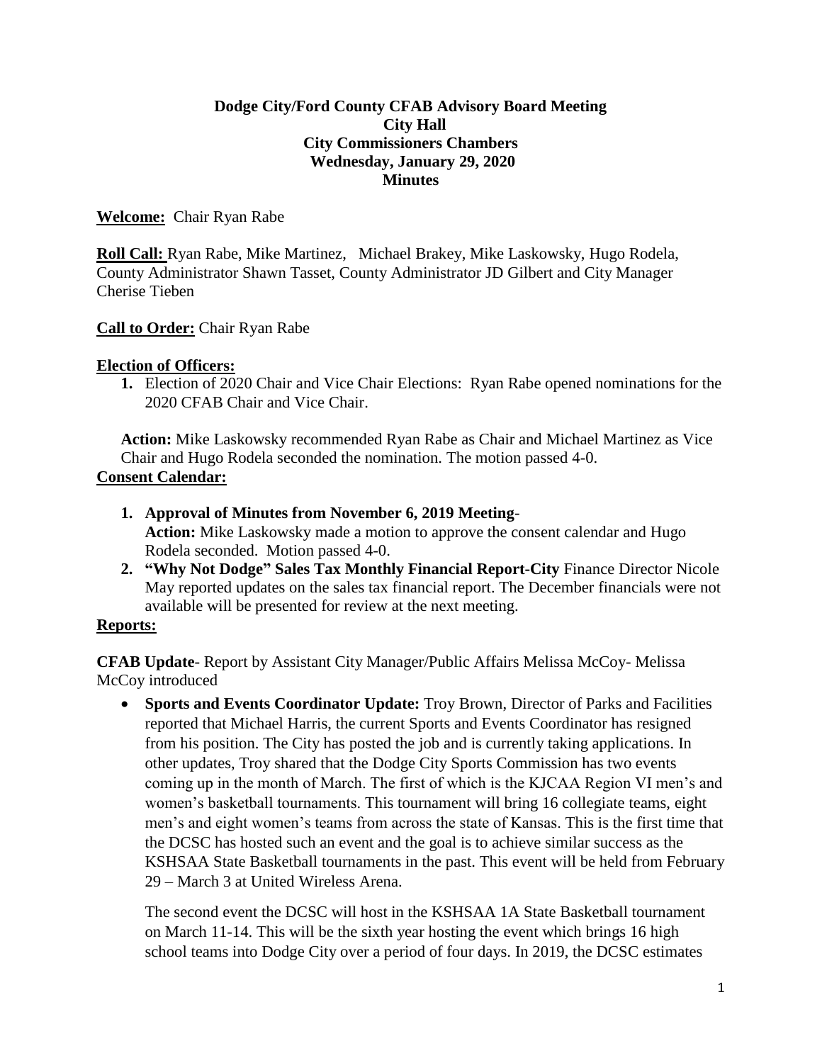**Dodge City/Ford County CFAB Advisory Board Meeting**
**City Hall**
**City Commissioners Chambers**
**Wednesday, January 29, 2020**
**Minutes**

**Welcome:** Chair Ryan Rabe

**Roll Call:** Ryan Rabe, Mike Martinez, Michael Brakey, Mike Laskowsky, Hugo Rodela, County Administrator Shawn Tasset, County Administrator JD Gilbert and City Manager Cherise Tieben

**Call to Order:** Chair Ryan Rabe

**Election of Officers:**

1. Election of 2020 Chair and Vice Chair Elections: Ryan Rabe opened nominations for the 2020 CFAB Chair and Vice Chair.

**Action:** Mike Laskowsky recommended Ryan Rabe as Chair and Michael Martinez as Vice Chair and Hugo Rodela seconded the nomination. The motion passed 4-0.

**Consent Calendar:**

1. **Approval of Minutes from November 6, 2019 Meeting**-
   **Action:** Mike Laskowsky made a motion to approve the consent calendar and Hugo Rodela seconded. Motion passed 4-0.
2. **"Why Not Dodge" Sales Tax Monthly Financial Report-City** Finance Director Nicole May reported updates on the sales tax financial report. The December financials were not available will be presented for review at the next meeting.

**Reports:**

**CFAB Update**- Report by Assistant City Manager/Public Affairs Melissa McCoy- Melissa McCoy introduced

- **Sports and Events Coordinator Update:** Troy Brown, Director of Parks and Facilities reported that Michael Harris, the current Sports and Events Coordinator has resigned from his position. The City has posted the job and is currently taking applications. In other updates, Troy shared that the Dodge City Sports Commission has two events coming up in the month of March. The first of which is the KJCAA Region VI men's and women's basketball tournaments. This tournament will bring 16 collegiate teams, eight men's and eight women's teams from across the state of Kansas. This is the first time that the DCSC has hosted such an event and the goal is to achieve similar success as the KSHSAA State Basketball tournaments in the past. This event will be held from February 29 – March 3 at United Wireless Arena.

  The second event the DCSC will host in the KSHSAA 1A State Basketball tournament on March 11-14. This will be the sixth year hosting the event which brings 16 high school teams into Dodge City over a period of four days. In 2019, the DCSC estimates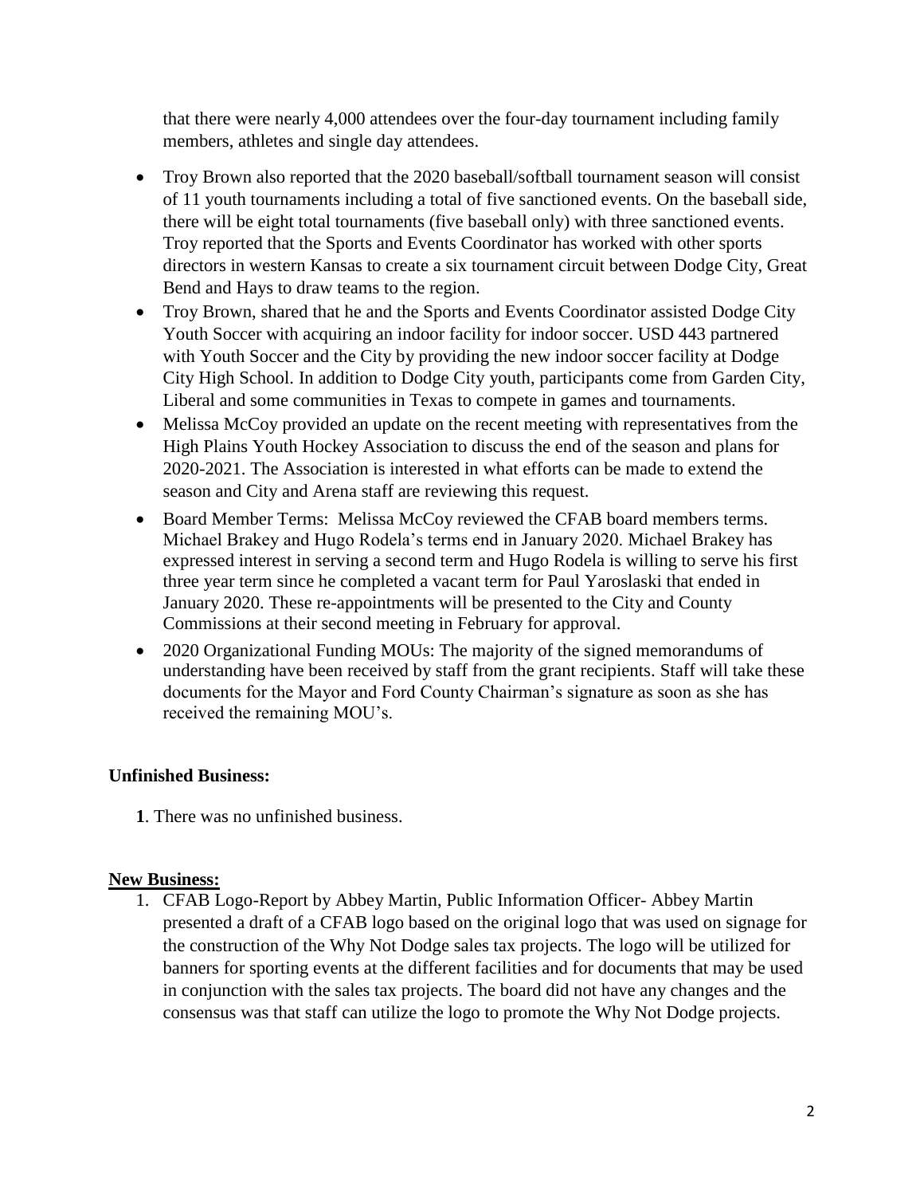that there were nearly 4,000 attendees over the four-day tournament including family members, athletes and single day attendees.

- Troy Brown also reported that the 2020 baseball/softball tournament season will consist of 11 youth tournaments including a total of five sanctioned events. On the baseball side, there will be eight total tournaments (five baseball only) with three sanctioned events. Troy reported that the Sports and Events Coordinator has worked with other sports directors in western Kansas to create a six tournament circuit between Dodge City, Great Bend and Hays to draw teams to the region.
- Troy Brown, shared that he and the Sports and Events Coordinator assisted Dodge City Youth Soccer with acquiring an indoor facility for indoor soccer. USD 443 partnered with Youth Soccer and the City by providing the new indoor soccer facility at Dodge City High School. In addition to Dodge City youth, participants come from Garden City, Liberal and some communities in Texas to compete in games and tournaments.
- Melissa McCoy provided an update on the recent meeting with representatives from the High Plains Youth Hockey Association to discuss the end of the season and plans for 2020-2021. The Association is interested in what efforts can be made to extend the season and City and Arena staff are reviewing this request.
- Board Member Terms: Melissa McCoy reviewed the CFAB board members terms. Michael Brakey and Hugo Rodela's terms end in January 2020. Michael Brakey has expressed interest in serving a second term and Hugo Rodela is willing to serve his first three year term since he completed a vacant term for Paul Yaroslaski that ended in January 2020. These re-appointments will be presented to the City and County Commissions at their second meeting in February for approval.
- 2020 Organizational Funding MOUs: The majority of the signed memorandums of understanding have been received by staff from the grant recipients. Staff will take these documents for the Mayor and Ford County Chairman's signature as soon as she has received the remaining MOU's.

**Unfinished Business:**

**1**. There was no unfinished business.

**New Business:**

1. CFAB Logo-Report by Abbey Martin, Public Information Officer- Abbey Martin presented a draft of a CFAB logo based on the original logo that was used on signage for the construction of the Why Not Dodge sales tax projects. The logo will be utilized for banners for sporting events at the different facilities and for documents that may be used in conjunction with the sales tax projects. The board did not have any changes and the consensus was that staff can utilize the logo to promote the Why Not Dodge projects.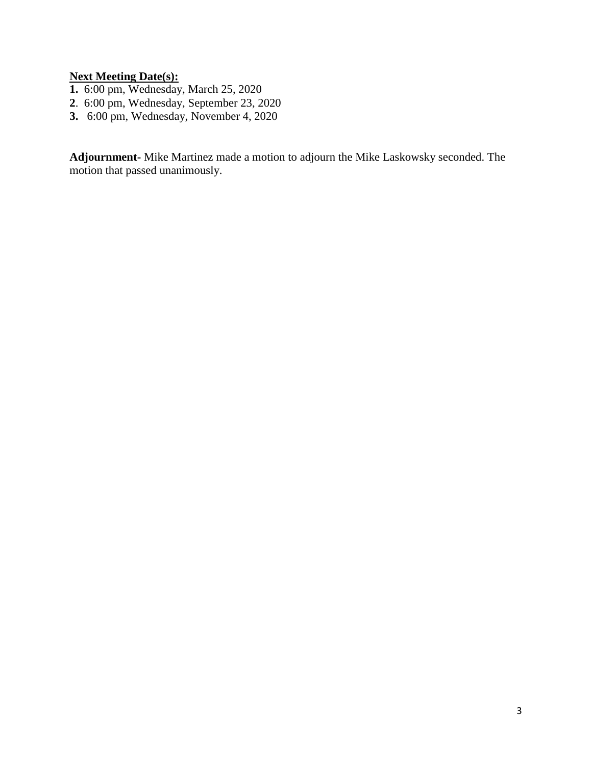**Next Meeting Date(s):**

**1.** 6:00 pm, Wednesday, March 25, 2020
**2**. 6:00 pm, Wednesday, September 23, 2020
**3.** 6:00 pm, Wednesday, November 4, 2020

**Adjournment-** Mike Martinez made a motion to adjourn the Mike Laskowsky seconded. The motion that passed unanimously.